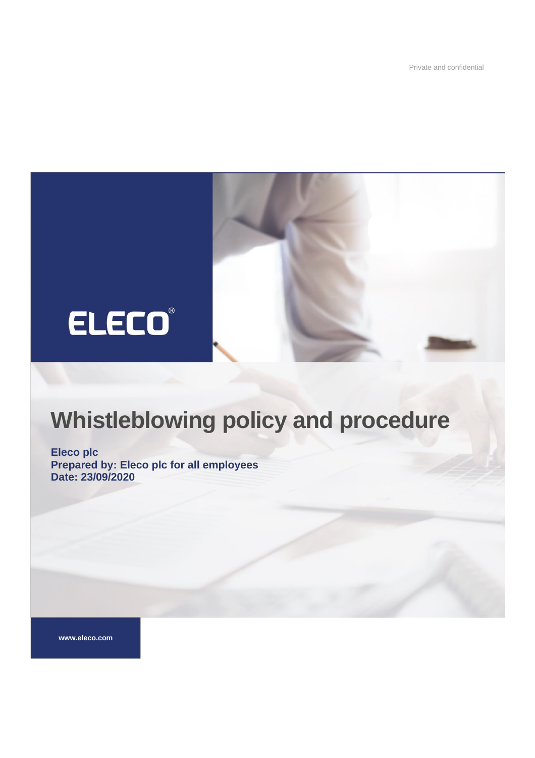Private and confidential

ELECO®

# Whistleblowing policy and procedure

**Eleco plc**
**Prepared by: Eleco plc for all employees**
**Date: 23/09/2020**

www.eleco.com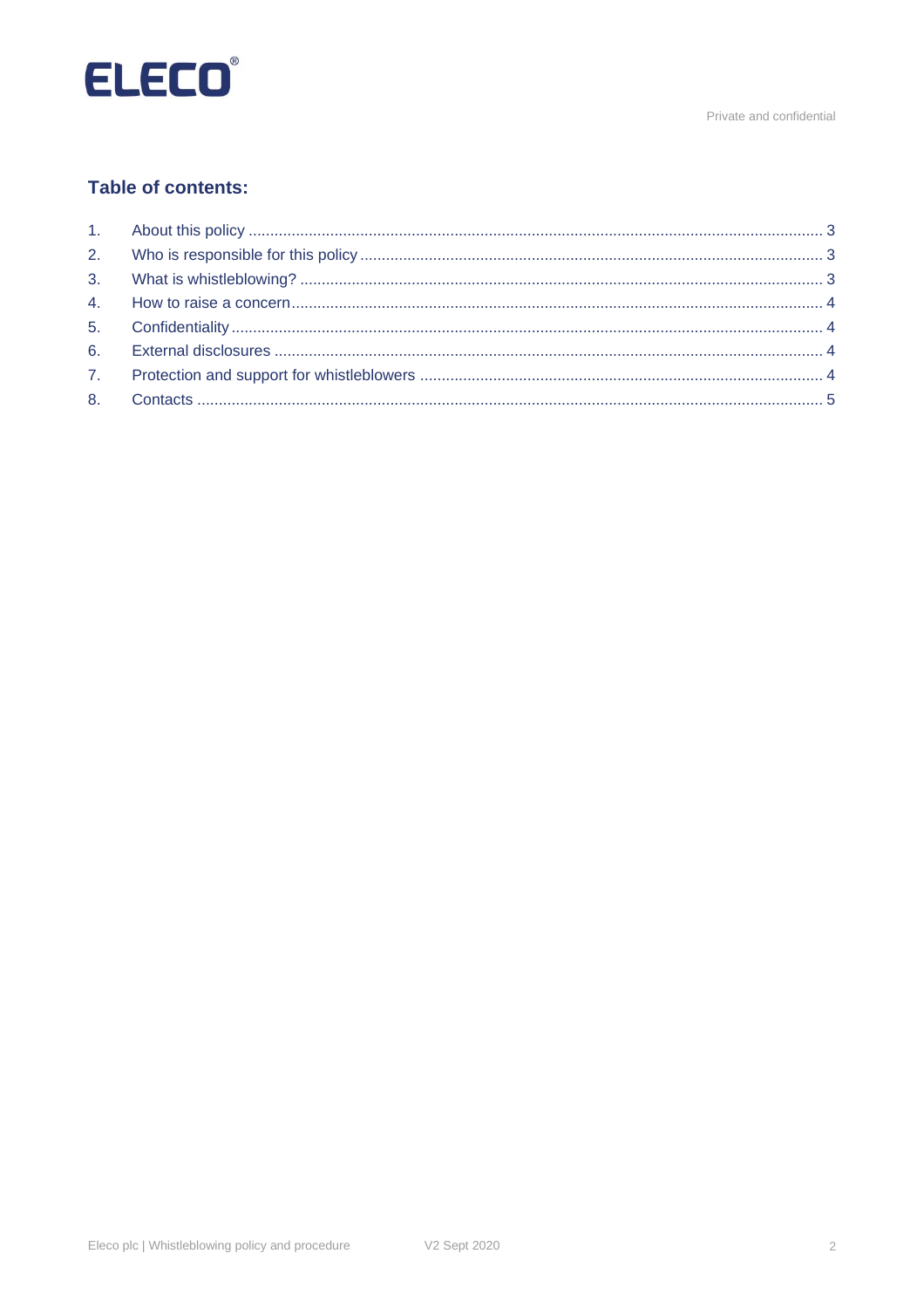## Table of contents:

1. About this policy ........ 3
2. Who is responsible for this policy ........ 3
3. What is whistleblowing? ........ 3
4. How to raise a concern ........ 4
5. Confidentiality ........ 4
6. External disclosures ........ 4
7. Protection and support for whistleblowers ........ 4
8. Contacts ........ 5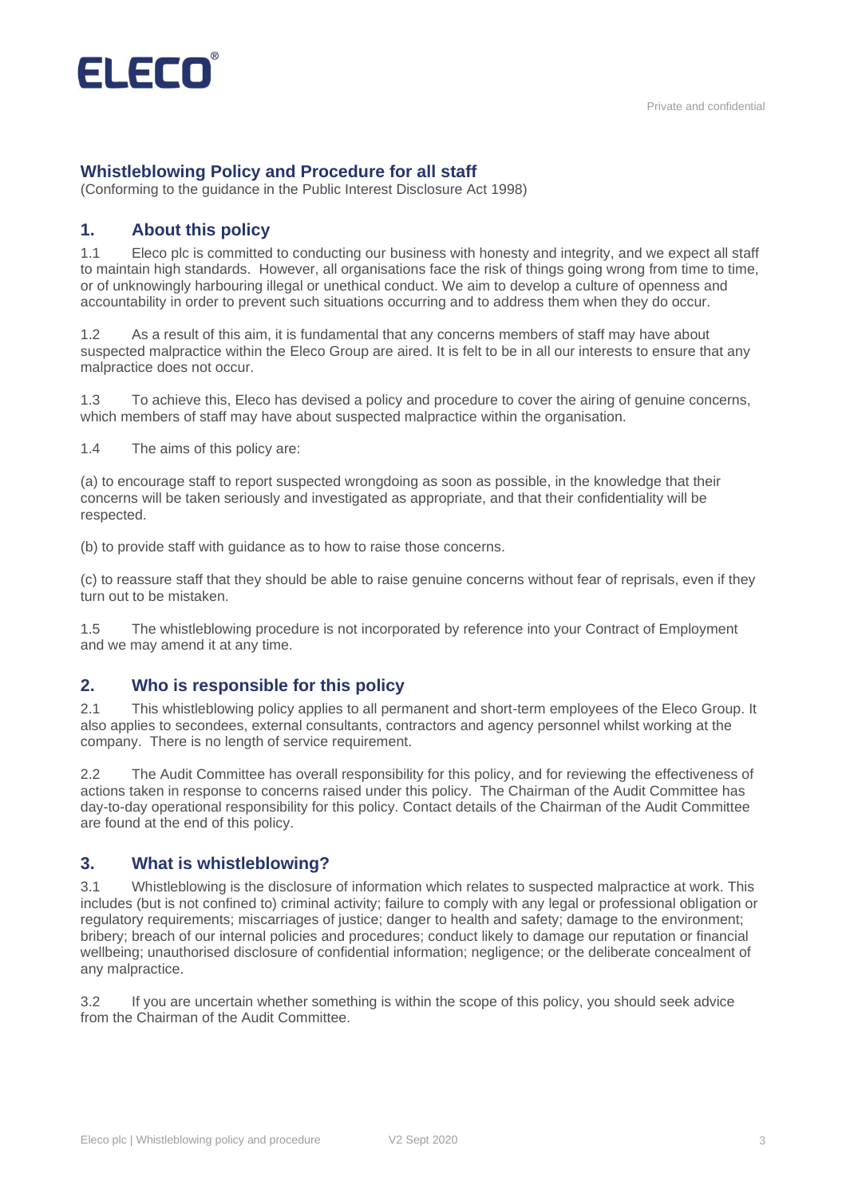ELECO®

Private and confidential

## Whistleblowing Policy and Procedure for all staff

(Conforming to the guidance in the Public Interest Disclosure Act 1998)

## 1. About this policy

1.1 Eleco plc is committed to conducting our business with honesty and integrity, and we expect all staff to maintain high standards. However, all organisations face the risk of things going wrong from time to time, or of unknowingly harbouring illegal or unethical conduct. We aim to develop a culture of openness and accountability in order to prevent such situations occurring and to address them when they do occur.

1.2 As a result of this aim, it is fundamental that any concerns members of staff may have about suspected malpractice within the Eleco Group are aired. It is felt to be in all our interests to ensure that any malpractice does not occur.

1.3 To achieve this, Eleco has devised a policy and procedure to cover the airing of genuine concerns, which members of staff may have about suspected malpractice within the organisation.

1.4 The aims of this policy are:

(a) to encourage staff to report suspected wrongdoing as soon as possible, in the knowledge that their concerns will be taken seriously and investigated as appropriate, and that their confidentiality will be respected.

(b) to provide staff with guidance as to how to raise those concerns.

(c) to reassure staff that they should be able to raise genuine concerns without fear of reprisals, even if they turn out to be mistaken.

1.5 The whistleblowing procedure is not incorporated by reference into your Contract of Employment and we may amend it at any time.

## 2. Who is responsible for this policy

2.1 This whistleblowing policy applies to all permanent and short-term employees of the Eleco Group. It also applies to secondees, external consultants, contractors and agency personnel whilst working at the company. There is no length of service requirement.

2.2 The Audit Committee has overall responsibility for this policy, and for reviewing the effectiveness of actions taken in response to concerns raised under this policy. The Chairman of the Audit Committee has day-to-day operational responsibility for this policy. Contact details of the Chairman of the Audit Committee are found at the end of this policy.

## 3. What is whistleblowing?

3.1 Whistleblowing is the disclosure of information which relates to suspected malpractice at work. This includes (but is not confined to) criminal activity; failure to comply with any legal or professional obligation or regulatory requirements; miscarriages of justice; danger to health and safety; damage to the environment; bribery; breach of our internal policies and procedures; conduct likely to damage our reputation or financial wellbeing; unauthorised disclosure of confidential information; negligence; or the deliberate concealment of any malpractice.

3.2 If you are uncertain whether something is within the scope of this policy, you should seek advice from the Chairman of the Audit Committee.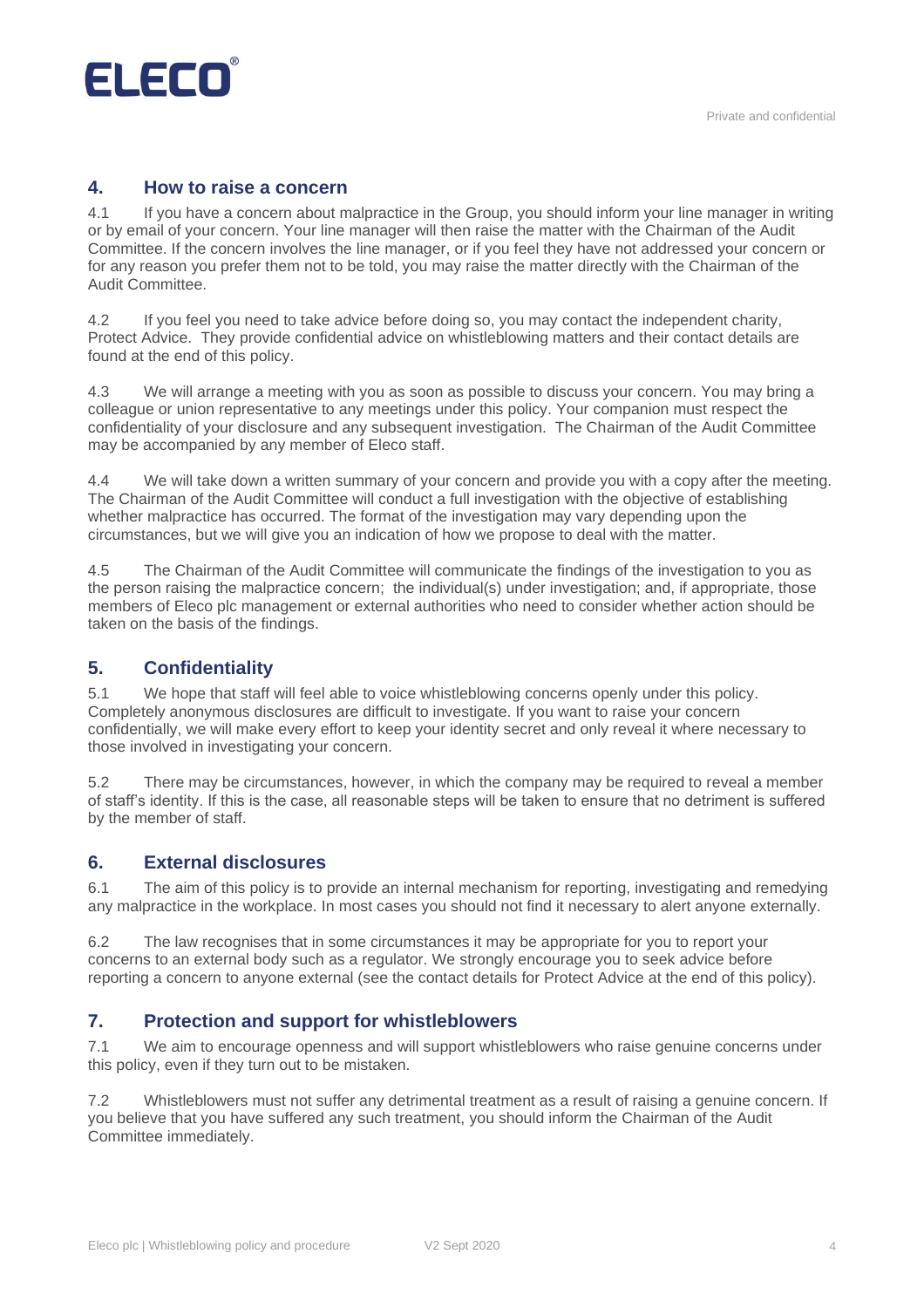## 4. How to raise a concern

4.1 If you have a concern about malpractice in the Group, you should inform your line manager in writing or by email of your concern. Your line manager will then raise the matter with the Chairman of the Audit Committee. If the concern involves the line manager, or if you feel they have not addressed your concern or for any reason you prefer them not to be told, you may raise the matter directly with the Chairman of the Audit Committee.

4.2 If you feel you need to take advice before doing so, you may contact the independent charity, Protect Advice. They provide confidential advice on whistleblowing matters and their contact details are found at the end of this policy.

4.3 We will arrange a meeting with you as soon as possible to discuss your concern. You may bring a colleague or union representative to any meetings under this policy. Your companion must respect the confidentiality of your disclosure and any subsequent investigation. The Chairman of the Audit Committee may be accompanied by any member of Eleco staff.

4.4 We will take down a written summary of your concern and provide you with a copy after the meeting. The Chairman of the Audit Committee will conduct a full investigation with the objective of establishing whether malpractice has occurred. The format of the investigation may vary depending upon the circumstances, but we will give you an indication of how we propose to deal with the matter.

4.5 The Chairman of the Audit Committee will communicate the findings of the investigation to you as the person raising the malpractice concern; the individual(s) under investigation; and, if appropriate, those members of Eleco plc management or external authorities who need to consider whether action should be taken on the basis of the findings.

## 5. Confidentiality

5.1 We hope that staff will feel able to voice whistleblowing concerns openly under this policy. Completely anonymous disclosures are difficult to investigate. If you want to raise your concern confidentially, we will make every effort to keep your identity secret and only reveal it where necessary to those involved in investigating your concern.

5.2 There may be circumstances, however, in which the company may be required to reveal a member of staff's identity. If this is the case, all reasonable steps will be taken to ensure that no detriment is suffered by the member of staff.

## 6. External disclosures

6.1 The aim of this policy is to provide an internal mechanism for reporting, investigating and remedying any malpractice in the workplace. In most cases you should not find it necessary to alert anyone externally.

6.2 The law recognises that in some circumstances it may be appropriate for you to report your concerns to an external body such as a regulator. We strongly encourage you to seek advice before reporting a concern to anyone external (see the contact details for Protect Advice at the end of this policy).

## 7. Protection and support for whistleblowers

7.1 We aim to encourage openness and will support whistleblowers who raise genuine concerns under this policy, even if they turn out to be mistaken.

7.2 Whistleblowers must not suffer any detrimental treatment as a result of raising a genuine concern. If you believe that you have suffered any such treatment, you should inform the Chairman of the Audit Committee immediately.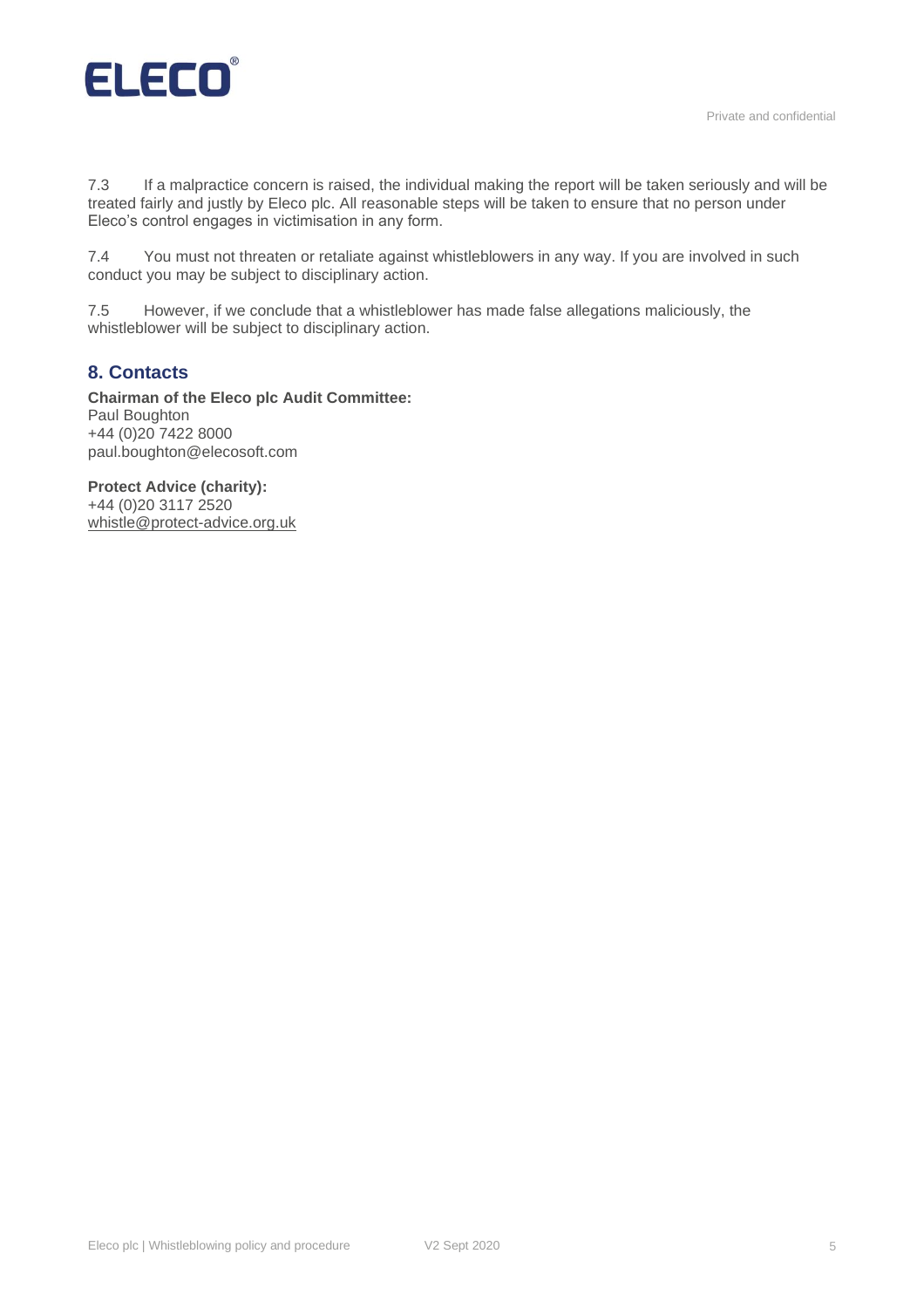7.3 If a malpractice concern is raised, the individual making the report will be taken seriously and will be treated fairly and justly by Eleco plc. All reasonable steps will be taken to ensure that no person under Eleco's control engages in victimisation in any form.

7.4 You must not threaten or retaliate against whistleblowers in any way. If you are involved in such conduct you may be subject to disciplinary action.

7.5 However, if we conclude that a whistleblower has made false allegations maliciously, the whistleblower will be subject to disciplinary action.

## 8. Contacts

**Chairman of the Eleco plc Audit Committee:**
Paul Boughton
+44 (0)20 7422 8000
paul.boughton@elecosoft.com

**Protect Advice (charity):**
+44 (0)20 3117 2520
whistle@protect-advice.org.uk